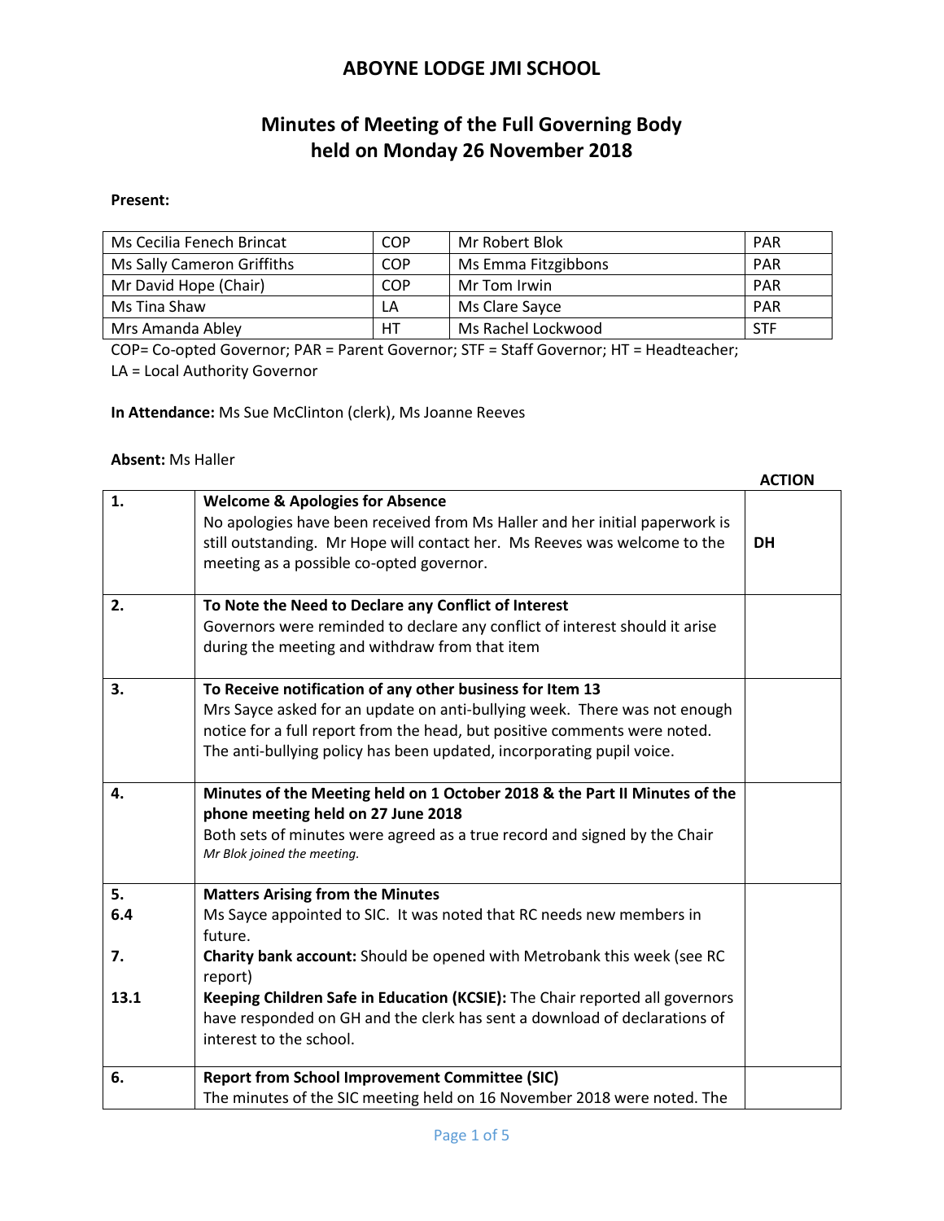# ABOYNE LODGE JMI SCHOOL

## Minutes of Meeting of the Full Governing Body held on Monday 26 November 2018

**Present:**

| | | | |
|---|---|---|---|
| Ms Cecilia Fenech Brincat | COP | Mr Robert Blok | PAR |
| Ms Sally Cameron Griffiths | COP | Ms Emma Fitzgibbons | PAR |
| Mr David Hope (Chair) | COP | Mr Tom Irwin | PAR |
| Ms Tina Shaw | LA | Ms Clare Sayce | PAR |
| Mrs Amanda Abley | HT | Ms Rachel Lockwood | STF |

COP= Co-opted Governor; PAR = Parent Governor; STF = Staff Governor; HT = Headteacher; LA = Local Authority Governor

**In Attendance:** Ms Sue McClinton (clerk), Ms Joanne Reeves

**Absent:** Ms Haller

| | | **ACTION** |
|---|---|---|
| 1. | **Welcome & Apologies for Absence**<br>No apologies have been received from Ms Haller and her initial paperwork is still outstanding. Mr Hope will contact her. Ms Reeves was welcome to the meeting as a possible co-opted governor. | **DH** |
| 2. | **To Note the Need to Declare any Conflict of Interest**<br>Governors were reminded to declare any conflict of interest should it arise during the meeting and withdraw from that item | |
| 3. | **To Receive notification of any other business for Item 13**<br>Mrs Sayce asked for an update on anti-bullying week. There was not enough notice for a full report from the head, but positive comments were noted. The anti-bullying policy has been updated, incorporating pupil voice. | |
| 4. | **Minutes of the Meeting held on 1 October 2018 & the Part II Minutes of the phone meeting held on 27 June 2018**<br>Both sets of minutes were agreed as a true record and signed by the Chair<br>*Mr Blok joined the meeting.* | |
| 5.<br>6.4<br><br>7.<br><br>13.1 | **Matters Arising from the Minutes**<br>Ms Sayce appointed to SIC. It was noted that RC needs new members in future.<br>**Charity bank account:** Should be opened with Metrobank this week (see RC report)<br>**Keeping Children Safe in Education (KCSIE):** The Chair reported all governors have responded on GH and the clerk has sent a download of declarations of interest to the school. | |
| 6. | **Report from School Improvement Committee (SIC)**<br>The minutes of the SIC meeting held on 16 November 2018 were noted. The | |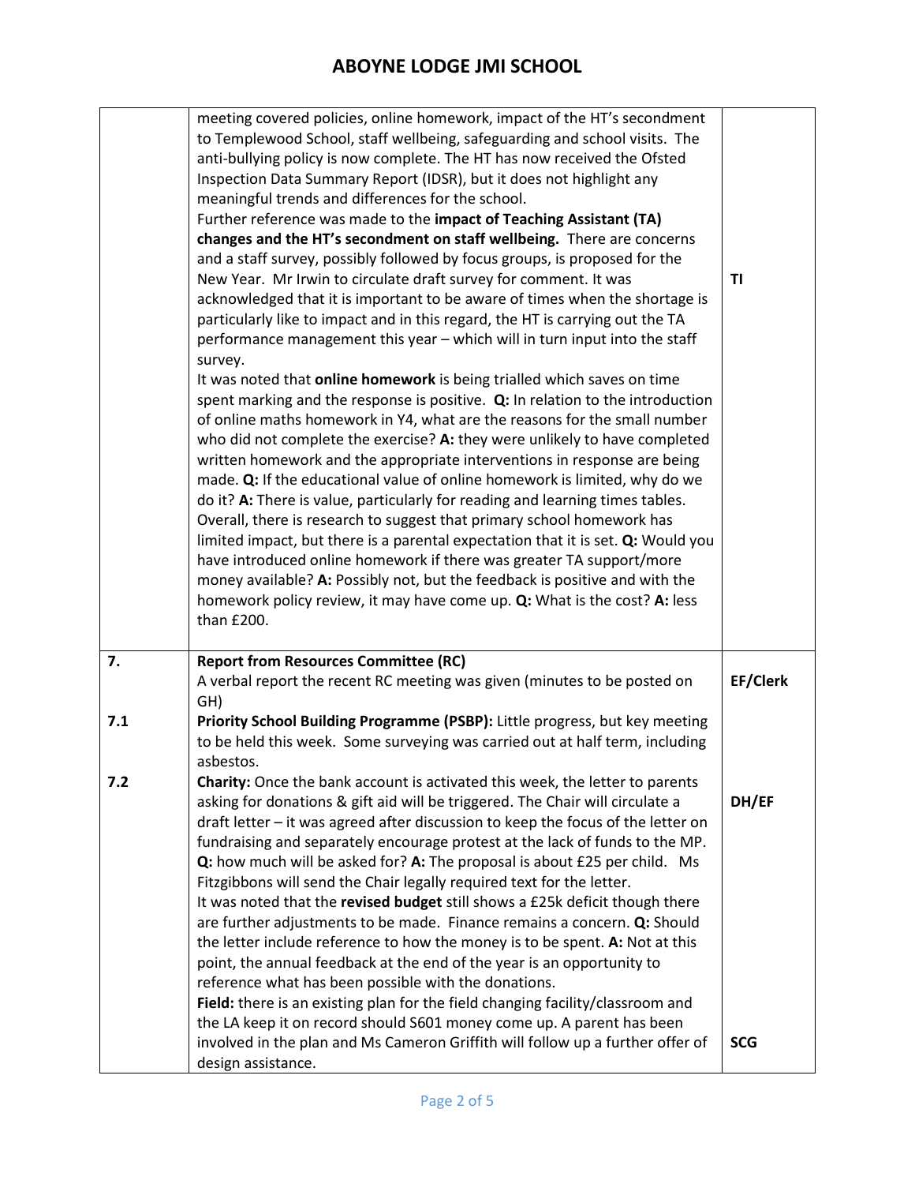| | | |
|---|---|---|
| | meeting covered policies, online homework, impact of the HT's secondment to Templewood School, staff wellbeing, safeguarding and school visits. The anti-bullying policy is now complete. The HT has now received the Ofsted Inspection Data Summary Report (IDSR), but it does not highlight any meaningful trends and differences for the school.<br>Further reference was made to the **impact of Teaching Assistant (TA) changes and the HT's secondment on staff wellbeing.** There are concerns and a staff survey, possibly followed by focus groups, is proposed for the New Year. Mr Irwin to circulate draft survey for comment. It was acknowledged that it is important to be aware of times when the shortage is particularly like to impact and in this regard, the HT is carrying out the TA performance management this year – which will in turn input into the staff survey.<br>It was noted that **online homework** is being trialled which saves on time spent marking and the response is positive. **Q:** In relation to the introduction of online maths homework in Y4, what are the reasons for the small number who did not complete the exercise? **A:** they were unlikely to have completed written homework and the appropriate interventions in response are being made. **Q:** If the educational value of online homework is limited, why do we do it? **A:** There is value, particularly for reading and learning times tables. Overall, there is research to suggest that primary school homework has limited impact, but there is a parental expectation that it is set. **Q:** Would you have introduced online homework if there was greater TA support/more money available? **A:** Possibly not, but the feedback is positive and with the homework policy review, it may have come up. **Q:** What is the cost? **A:** less than £200. | **TI** |
| **7.** | **Report from Resources Committee (RC)**<br>A verbal report the recent RC meeting was given (minutes to be posted on GH) | **EF/Clerk** |
| **7.1** | **Priority School Building Programme (PSBP):** Little progress, but key meeting to be held this week. Some surveying was carried out at half term, including asbestos. | |
| **7.2** | **Charity:** Once the bank account is activated this week, the letter to parents asking for donations & gift aid will be triggered. The Chair will circulate a draft letter – it was agreed after discussion to keep the focus of the letter on fundraising and separately encourage protest at the lack of funds to the MP. **Q:** how much will be asked for? **A:** The proposal is about £25 per child. Ms Fitzgibbons will send the Chair legally required text for the letter.<br>It was noted that the **revised budget** still shows a £25k deficit though there are further adjustments to be made. Finance remains a concern. **Q:** Should the letter include reference to how the money is to be spent. **A:** Not at this point, the annual feedback at the end of the year is an opportunity to reference what has been possible with the donations.<br>**Field:** there is an existing plan for the field changing facility/classroom and the LA keep it on record should S601 money come up. A parent has been involved in the plan and Ms Cameron Griffith will follow up a further offer of design assistance. | **DH/EF**<br><br><br><br><br><br><br><br><br><br>**SCG** |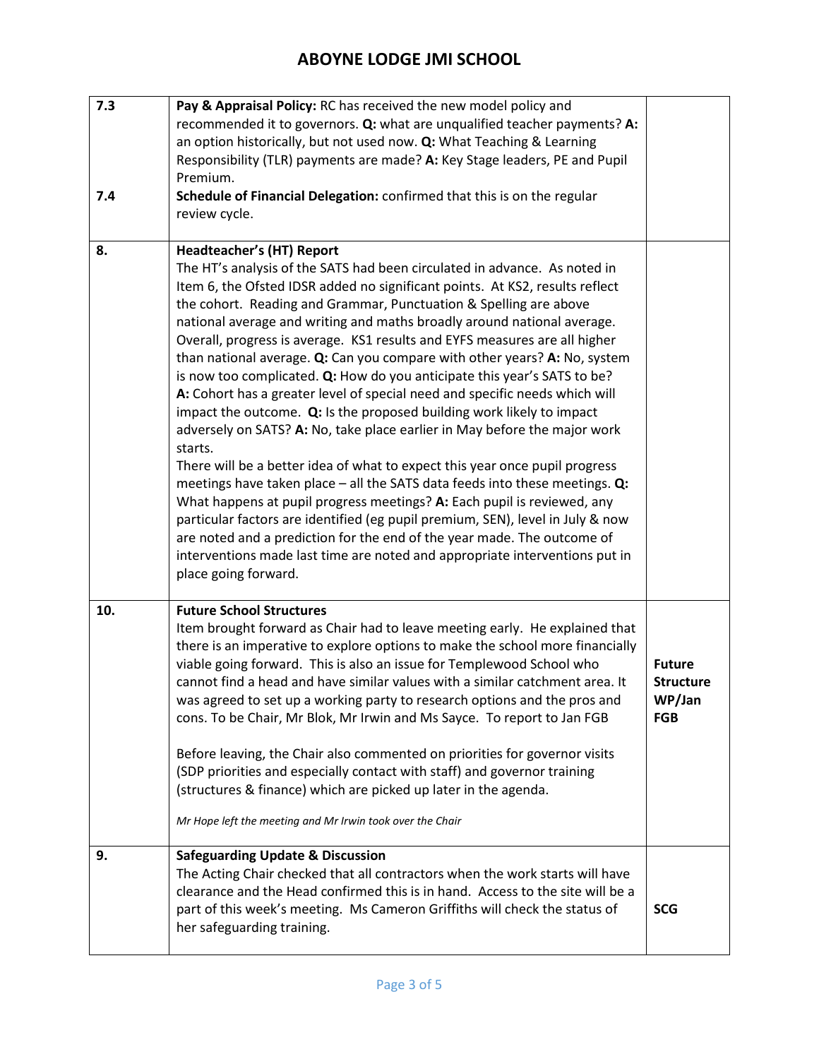| | | |
|---|---|---|
| 7.3<br><br><br><br><br>7.4 | **Pay & Appraisal Policy:** RC has received the new model policy and recommended it to governors. **Q:** what are unqualified teacher payments? **A:** an option historically, but not used now. **Q:** What Teaching & Learning Responsibility (TLR) payments are made? **A:** Key Stage leaders, PE and Pupil Premium.<br>**Schedule of Financial Delegation:** confirmed that this is on the regular review cycle. | |
| 8. | **Headteacher's (HT) Report**<br>The HT's analysis of the SATS had been circulated in advance. As noted in Item 6, the Ofsted IDSR added no significant points. At KS2, results reflect the cohort. Reading and Grammar, Punctuation & Spelling are above national average and writing and maths broadly around national average. Overall, progress is average. KS1 results and EYFS measures are all higher than national average. **Q:** Can you compare with other years? **A:** No, system is now too complicated. **Q:** How do you anticipate this year's SATS to be? **A:** Cohort has a greater level of special need and specific needs which will impact the outcome. **Q:** Is the proposed building work likely to impact adversely on SATS? **A:** No, take place earlier in May before the major work starts.<br>There will be a better idea of what to expect this year once pupil progress meetings have taken place – all the SATS data feeds into these meetings. **Q:** What happens at pupil progress meetings? **A:** Each pupil is reviewed, any particular factors are identified (eg pupil premium, SEN), level in July & now are noted and a prediction for the end of the year made. The outcome of interventions made last time are noted and appropriate interventions put in place going forward. | |
| 10. | **Future School Structures**<br>Item brought forward as Chair had to leave meeting early. He explained that there is an imperative to explore options to make the school more financially viable going forward. This is also an issue for Templewood School who cannot find a head and have similar values with a similar catchment area. It was agreed to set up a working party to research options and the pros and cons. To be Chair, Mr Blok, Mr Irwin and Ms Sayce. To report to Jan FGB<br><br>Before leaving, the Chair also commented on priorities for governor visits (SDP priorities and especially contact with staff) and governor training (structures & finance) which are picked up later in the agenda.<br><br>*Mr Hope left the meeting and Mr Irwin took over the Chair* | **Future Structure WP/Jan FGB** |
| 9. | **Safeguarding Update & Discussion**<br>The Acting Chair checked that all contractors when the work starts will have clearance and the Head confirmed this is in hand. Access to the site will be a part of this week's meeting. Ms Cameron Griffiths will check the status of her safeguarding training. | **SCG** |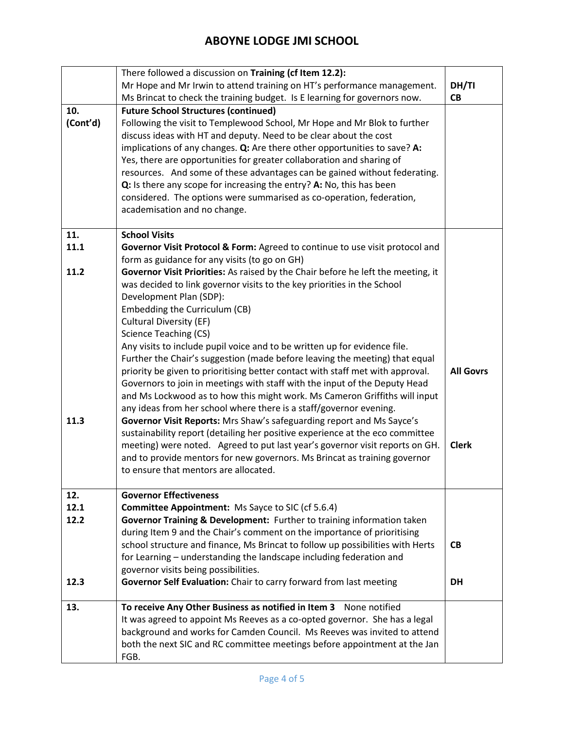# ABOYNE LODGE JMI SCHOOL

| | | |
|---|---|---|
| | There followed a discussion on **Training (cf Item 12.2):**<br>Mr Hope and Mr Irwin to attend training on HT's performance management.<br>Ms Brincat to check the training budget. Is E learning for governors now. | <br>**DH/TI**<br>**CB** |
| **10. (Cont'd)** | **Future School Structures (continued)**<br>Following the visit to Templewood School, Mr Hope and Mr Blok to further discuss ideas with HT and deputy. Need to be clear about the cost implications of any changes. **Q:** Are there other opportunities to save? **A:** Yes, there are opportunities for greater collaboration and sharing of resources. And some of these advantages can be gained without federating. **Q:** Is there any scope for increasing the entry? **A:** No, this has been considered. The options were summarised as co-operation, federation, academisation and no change. | |
| **11.**<br>**11.1**<br><br>**11.2**<br><br><br><br><br><br><br><br><br><br><br><br><br><br>**11.3** | **School Visits**<br>**Governor Visit Protocol & Form:** Agreed to continue to use visit protocol and form as guidance for any visits (to go on GH)<br>**Governor Visit Priorities:** As raised by the Chair before he left the meeting, it was decided to link governor visits to the key priorities in the School Development Plan (SDP):<br>Embedding the Curriculum (CB)<br>Cultural Diversity (EF)<br>Science Teaching (CS)<br>Any visits to include pupil voice and to be written up for evidence file.<br>Further the Chair's suggestion (made before leaving the meeting) that equal priority be given to prioritising better contact with staff met with approval. Governors to join in meetings with staff with the input of the Deputy Head and Ms Lockwood as to how this might work. Ms Cameron Griffiths will input any ideas from her school where there is a staff/governor evening.<br>**Governor Visit Reports:** Mrs Shaw's safeguarding report and Ms Sayce's sustainability report (detailing her positive experience at the eco committee meeting) were noted. Agreed to put last year's governor visit reports on GH. and to provide mentors for new governors. Ms Brincat as training governor to ensure that mentors are allocated. | <br><br><br><br><br><br><br><br><br><br><br><br>**All Govrs**<br><br><br><br><br><br>**Clerk** |
| **12.**<br>**12.1**<br>**12.2**<br><br><br><br><br><br>**12.3** | **Governor Effectiveness**<br>**Committee Appointment:** Ms Sayce to SIC (cf 5.6.4)<br>**Governor Training & Development:** Further to training information taken during Item 9 and the Chair's comment on the importance of prioritising school structure and finance, Ms Brincat to follow up possibilities with Herts for Learning – understanding the landscape including federation and governor visits being possibilities.<br>**Governor Self Evaluation:** Chair to carry forward from last meeting | <br><br><br><br><br>**CB**<br><br><br>**DH** |
| **13.** | **To receive Any Other Business as notified in Item 3** None notified<br>It was agreed to appoint Ms Reeves as a co-opted governor. She has a legal background and works for Camden Council. Ms Reeves was invited to attend both the next SIC and RC committee meetings before appointment at the Jan FGB. | |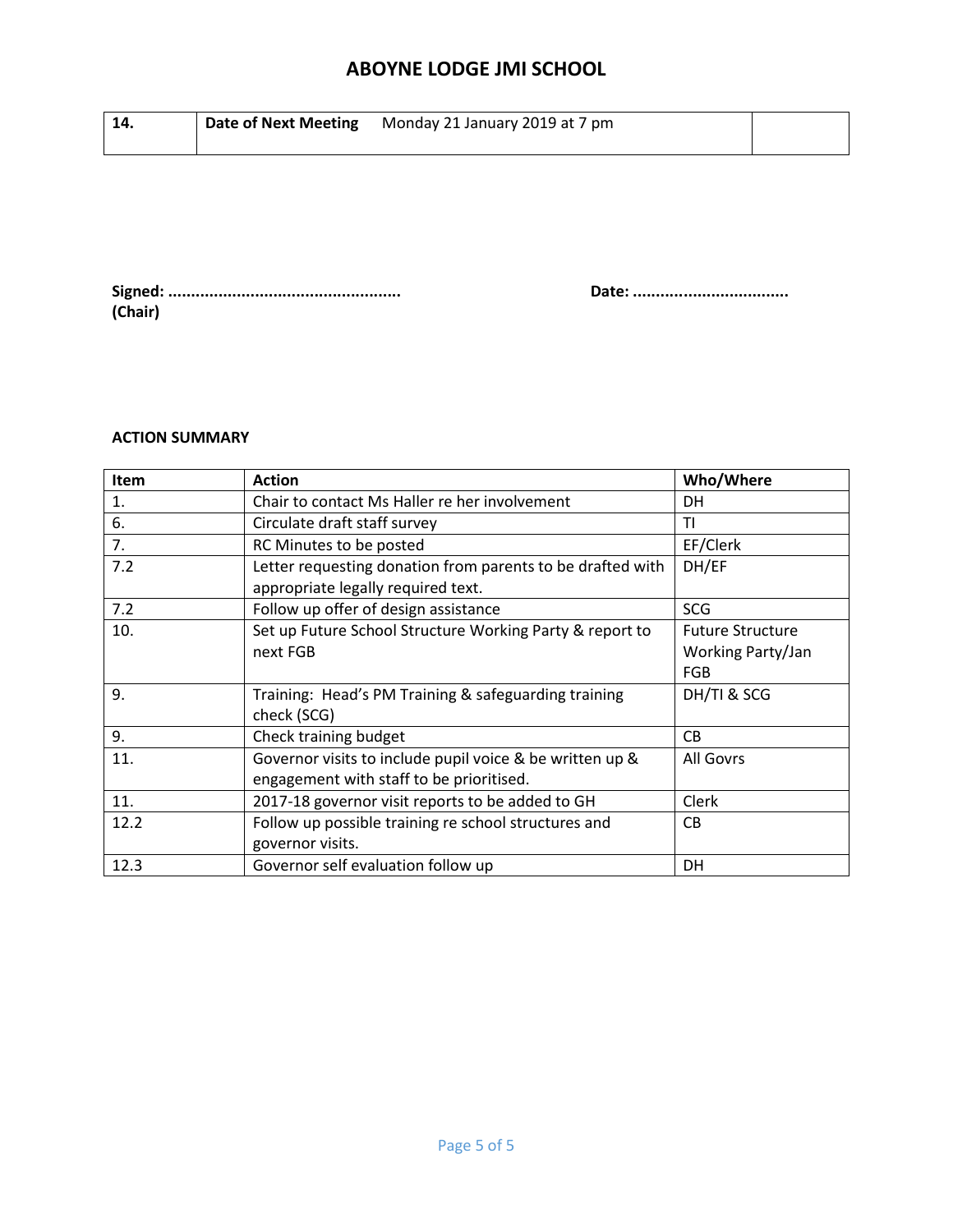| 14. | **Date of Next Meeting** Monday 21 January 2019 at 7 pm | |
|---|---|---|

**Signed: .................................................. (Chair)**

**Date: .................................**

**ACTION SUMMARY**

| Item | Action | Who/Where |
|---|---|---|
| 1. | Chair to contact Ms Haller re her involvement | DH |
| 6. | Circulate draft staff survey | TI |
| 7. | RC Minutes to be posted | EF/Clerk |
| 7.2 | Letter requesting donation from parents to be drafted with appropriate legally required text. | DH/EF |
| 7.2 | Follow up offer of design assistance | SCG |
| 10. | Set up Future School Structure Working Party & report to next FGB | Future Structure Working Party/Jan FGB |
| 9. | Training: Head's PM Training & safeguarding training check (SCG) | DH/TI & SCG |
| 9. | Check training budget | CB |
| 11. | Governor visits to include pupil voice & be written up & engagement with staff to be prioritised. | All Govrs |
| 11. | 2017-18 governor visit reports to be added to GH | Clerk |
| 12.2 | Follow up possible training re school structures and governor visits. | CB |
| 12.3 | Governor self evaluation follow up | DH |